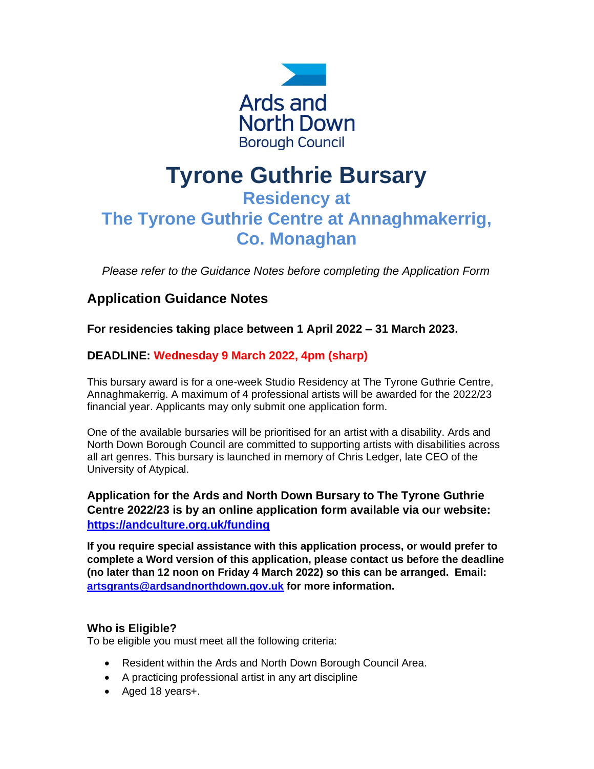Ards and North Down Borough Council

# Tyrone Guthrie Bursary

## Residency at The Tyrone Guthrie Centre at Annaghmakerrig, Co. Monaghan

*Please refer to the Guidance Notes before completing the Application Form*

## Application Guidance Notes

**For residencies taking place between 1 April 2022 – 31 March 2023.**

**DEADLINE: Wednesday 9 March 2022, 4pm (sharp)**

This bursary award is for a one-week Studio Residency at The Tyrone Guthrie Centre, Annaghmakerrig. A maximum of 4 professional artists will be awarded for the 2022/23 financial year. Applicants may only submit one application form.

One of the available bursaries will be prioritised for an artist with a disability. Ards and North Down Borough Council are committed to supporting artists with disabilities across all art genres. This bursary is launched in memory of Chris Ledger, late CEO of the University of Atypical.

**Application for the Ards and North Down Bursary to The Tyrone Guthrie Centre 2022/23 is by an online application form available via our website: [https://andculture.org.uk/funding](https://andculture.org.uk/funding)**

**If you require special assistance with this application process, or would prefer to complete a Word version of this application, please contact us before the deadline (no later than 12 noon on Friday 4 March 2022) so this can be arranged. Email: [artsgrants@ardsandnorthdown.gov.uk](mailto:artsgrants@ardsandnorthdown.gov.uk) for more information.**

### Who is Eligible?

To be eligible you must meet all the following criteria:

- Resident within the Ards and North Down Borough Council Area.
- A practicing professional artist in any art discipline
- Aged 18 years+.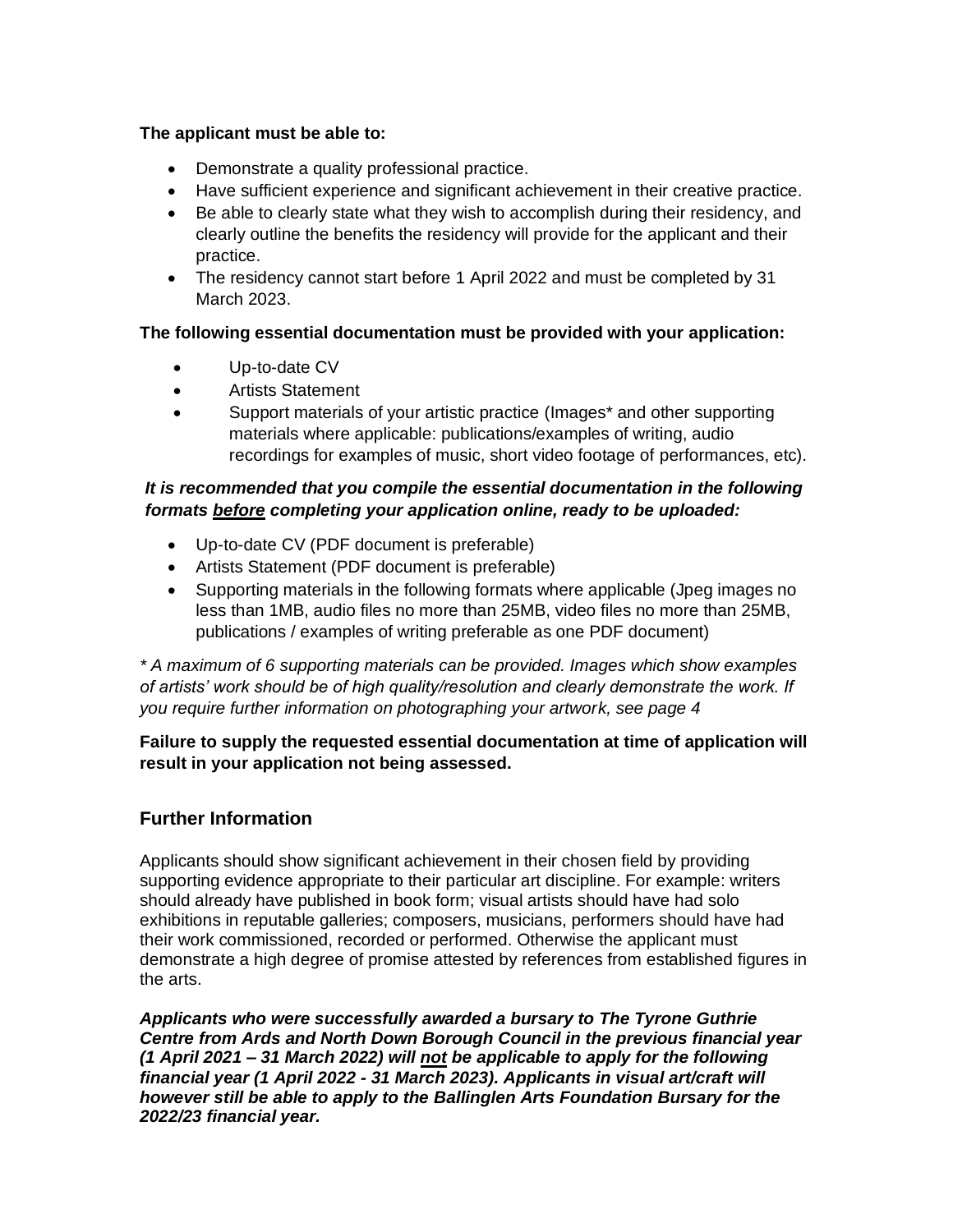**The applicant must be able to:**

- Demonstrate a quality professional practice.
- Have sufficient experience and significant achievement in their creative practice.
- Be able to clearly state what they wish to accomplish during their residency, and clearly outline the benefits the residency will provide for the applicant and their practice.
- The residency cannot start before 1 April 2022 and must be completed by 31 March 2023.

**The following essential documentation must be provided with your application:**

- Up-to-date CV
- Artists Statement
- Support materials of your artistic practice (Images* and other supporting materials where applicable: publications/examples of writing, audio recordings for examples of music, short video footage of performances, etc).

***It is recommended that you compile the essential documentation in the following formats <u>before</u> completing your application online, ready to be uploaded:***

- Up-to-date CV (PDF document is preferable)
- Artists Statement (PDF document is preferable)
- Supporting materials in the following formats where applicable (Jpeg images no less than 1MB, audio files no more than 25MB, video files no more than 25MB, publications / examples of writing preferable as one PDF document)

*\* A maximum of 6 supporting materials can be provided. Images which show examples of artists' work should be of high quality/resolution and clearly demonstrate the work. If you require further information on photographing your artwork, see page 4*

**Failure to supply the requested essential documentation at time of application will result in your application not being assessed.**

## Further Information

Applicants should show significant achievement in their chosen field by providing supporting evidence appropriate to their particular art discipline. For example: writers should already have published in book form; visual artists should have had solo exhibitions in reputable galleries; composers, musicians, performers should have had their work commissioned, recorded or performed. Otherwise the applicant must demonstrate a high degree of promise attested by references from established figures in the arts.

***Applicants who were successfully awarded a bursary to The Tyrone Guthrie Centre from Ards and North Down Borough Council in the previous financial year (1 April 2021 – 31 March 2022) will <u>not</u> be applicable to apply for the following financial year (1 April 2022 - 31 March 2023). Applicants in visual art/craft will however still be able to apply to the Ballinglen Arts Foundation Bursary for the 2022/23 financial year.***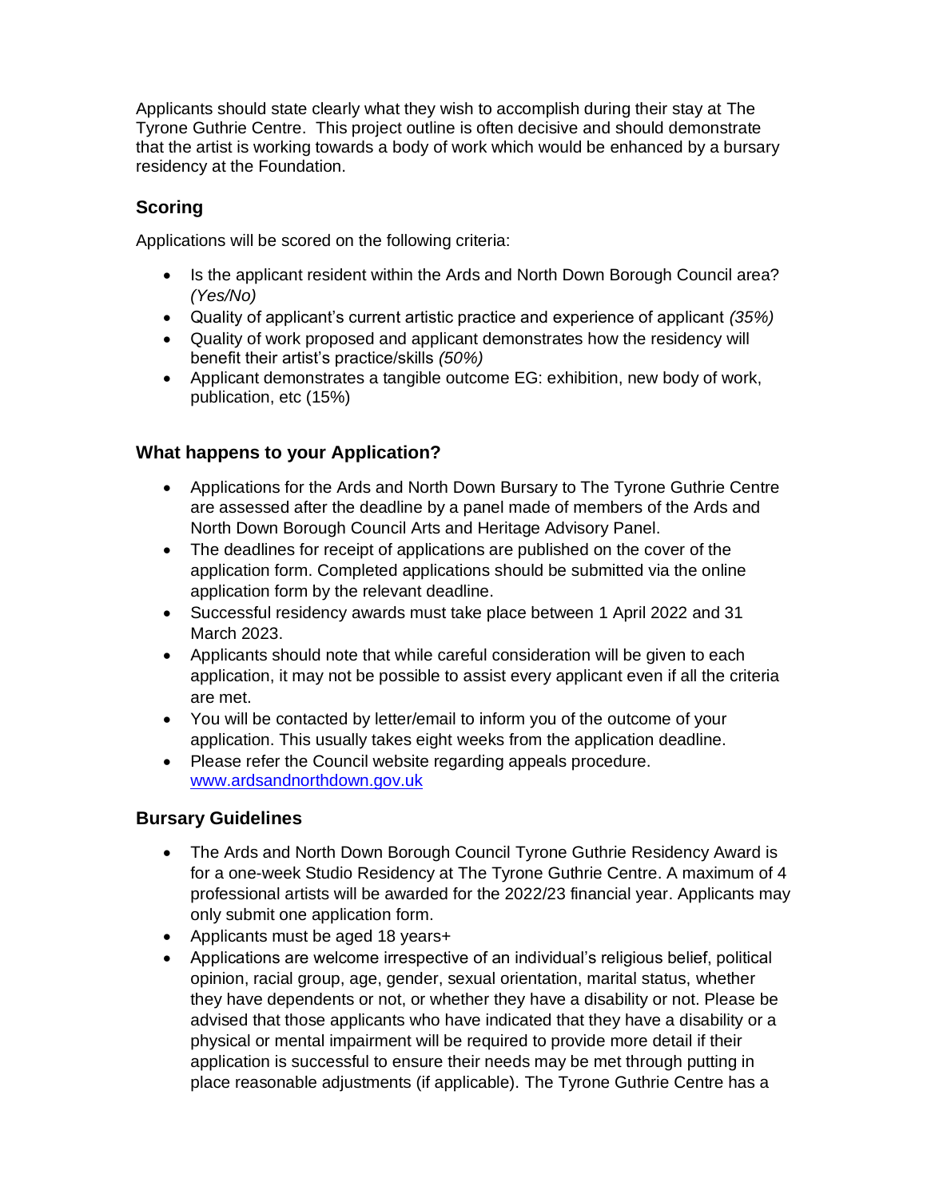Applicants should state clearly what they wish to accomplish during their stay at The Tyrone Guthrie Centre. This project outline is often decisive and should demonstrate that the artist is working towards a body of work which would be enhanced by a bursary residency at the Foundation.

## Scoring

Applications will be scored on the following criteria:

- Is the applicant resident within the Ards and North Down Borough Council area? *(Yes/No)*
- Quality of applicant's current artistic practice and experience of applicant *(35%)*
- Quality of work proposed and applicant demonstrates how the residency will benefit their artist's practice/skills *(50%)*
- Applicant demonstrates a tangible outcome EG: exhibition, new body of work, publication, etc (15%)

## What happens to your Application?

- Applications for the Ards and North Down Bursary to The Tyrone Guthrie Centre are assessed after the deadline by a panel made of members of the Ards and North Down Borough Council Arts and Heritage Advisory Panel.
- The deadlines for receipt of applications are published on the cover of the application form. Completed applications should be submitted via the online application form by the relevant deadline.
- Successful residency awards must take place between 1 April 2022 and 31 March 2023.
- Applicants should note that while careful consideration will be given to each application, it may not be possible to assist every applicant even if all the criteria are met.
- You will be contacted by letter/email to inform you of the outcome of your application. This usually takes eight weeks from the application deadline.
- Please refer the Council website regarding appeals procedure. [www.ardsandnorthdown.gov.uk](http://www.ardsandnorthdown.gov.uk)

## Bursary Guidelines

- The Ards and North Down Borough Council Tyrone Guthrie Residency Award is for a one-week Studio Residency at The Tyrone Guthrie Centre. A maximum of 4 professional artists will be awarded for the 2022/23 financial year. Applicants may only submit one application form.
- Applicants must be aged 18 years+
- Applications are welcome irrespective of an individual's religious belief, political opinion, racial group, age, gender, sexual orientation, marital status, whether they have dependents or not, or whether they have a disability or not. Please be advised that those applicants who have indicated that they have a disability or a physical or mental impairment will be required to provide more detail if their application is successful to ensure their needs may be met through putting in place reasonable adjustments (if applicable). The Tyrone Guthrie Centre has a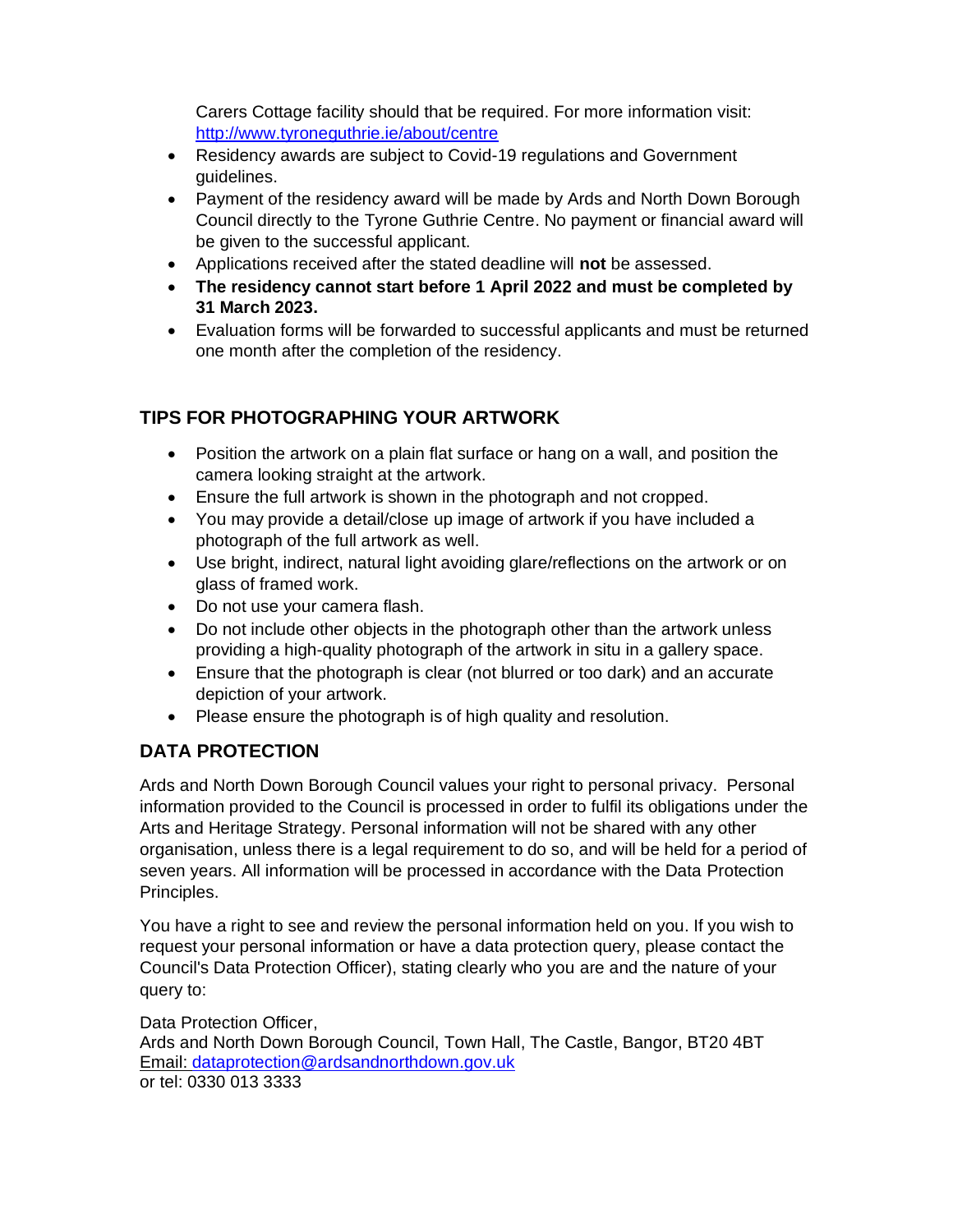Carers Cottage facility should that be required. For more information visit: http://www.tyroneguthrie.ie/about/centre

- Residency awards are subject to Covid-19 regulations and Government guidelines.
- Payment of the residency award will be made by Ards and North Down Borough Council directly to the Tyrone Guthrie Centre. No payment or financial award will be given to the successful applicant.
- Applications received after the stated deadline will **not** be assessed.
- **The residency cannot start before 1 April 2022 and must be completed by 31 March 2023.**
- Evaluation forms will be forwarded to successful applicants and must be returned one month after the completion of the residency.

## TIPS FOR PHOTOGRAPHING YOUR ARTWORK

- Position the artwork on a plain flat surface or hang on a wall, and position the camera looking straight at the artwork.
- Ensure the full artwork is shown in the photograph and not cropped.
- You may provide a detail/close up image of artwork if you have included a photograph of the full artwork as well.
- Use bright, indirect, natural light avoiding glare/reflections on the artwork or on glass of framed work.
- Do not use your camera flash.
- Do not include other objects in the photograph other than the artwork unless providing a high-quality photograph of the artwork in situ in a gallery space.
- Ensure that the photograph is clear (not blurred or too dark) and an accurate depiction of your artwork.
- Please ensure the photograph is of high quality and resolution.

## DATA PROTECTION

Ards and North Down Borough Council values your right to personal privacy. Personal information provided to the Council is processed in order to fulfil its obligations under the Arts and Heritage Strategy. Personal information will not be shared with any other organisation, unless there is a legal requirement to do so, and will be held for a period of seven years. All information will be processed in accordance with the Data Protection Principles.

You have a right to see and review the personal information held on you. If you wish to request your personal information or have a data protection query, please contact the Council's Data Protection Officer), stating clearly who you are and the nature of your query to:

Data Protection Officer,
Ards and North Down Borough Council, Town Hall, The Castle, Bangor, BT20 4BT
Email: dataprotection@ardsandnorthdown.gov.uk
or tel: 0330 013 3333